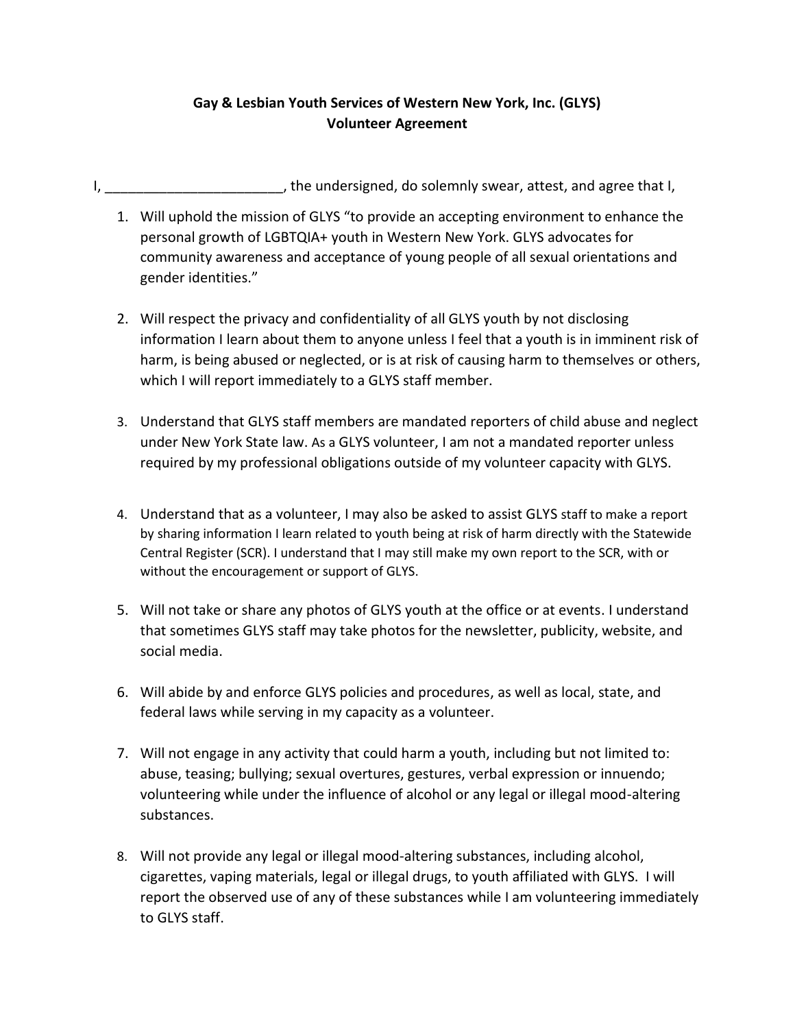**Gay & Lesbian Youth Services of Western New York, Inc. (GLYS)**
**Volunteer Agreement**

I, _______________________, the undersigned, do solemnly swear, attest, and agree that I,

1. Will uphold the mission of GLYS "to provide an accepting environment to enhance the personal growth of LGBTQIA+ youth in Western New York. GLYS advocates for community awareness and acceptance of young people of all sexual orientations and gender identities."

2. Will respect the privacy and confidentiality of all GLYS youth by not disclosing information I learn about them to anyone unless I feel that a youth is in imminent risk of harm, is being abused or neglected, or is at risk of causing harm to themselves or others, which I will report immediately to a GLYS staff member.

3. Understand that GLYS staff members are mandated reporters of child abuse and neglect under New York State law. As a GLYS volunteer, I am not a mandated reporter unless required by my professional obligations outside of my volunteer capacity with GLYS.

4. Understand that as a volunteer, I may also be asked to assist GLYS staff to make a report by sharing information I learn related to youth being at risk of harm directly with the Statewide Central Register (SCR). I understand that I may still make my own report to the SCR, with or without the encouragement or support of GLYS.

5. Will not take or share any photos of GLYS youth at the office or at events. I understand that sometimes GLYS staff may take photos for the newsletter, publicity, website, and social media.

6. Will abide by and enforce GLYS policies and procedures, as well as local, state, and federal laws while serving in my capacity as a volunteer.

7. Will not engage in any activity that could harm a youth, including but not limited to: abuse, teasing; bullying; sexual overtures, gestures, verbal expression or innuendo; volunteering while under the influence of alcohol or any legal or illegal mood-altering substances.

8. Will not provide any legal or illegal mood-altering substances, including alcohol, cigarettes, vaping materials, legal or illegal drugs, to youth affiliated with GLYS. I will report the observed use of any of these substances while I am volunteering immediately to GLYS staff.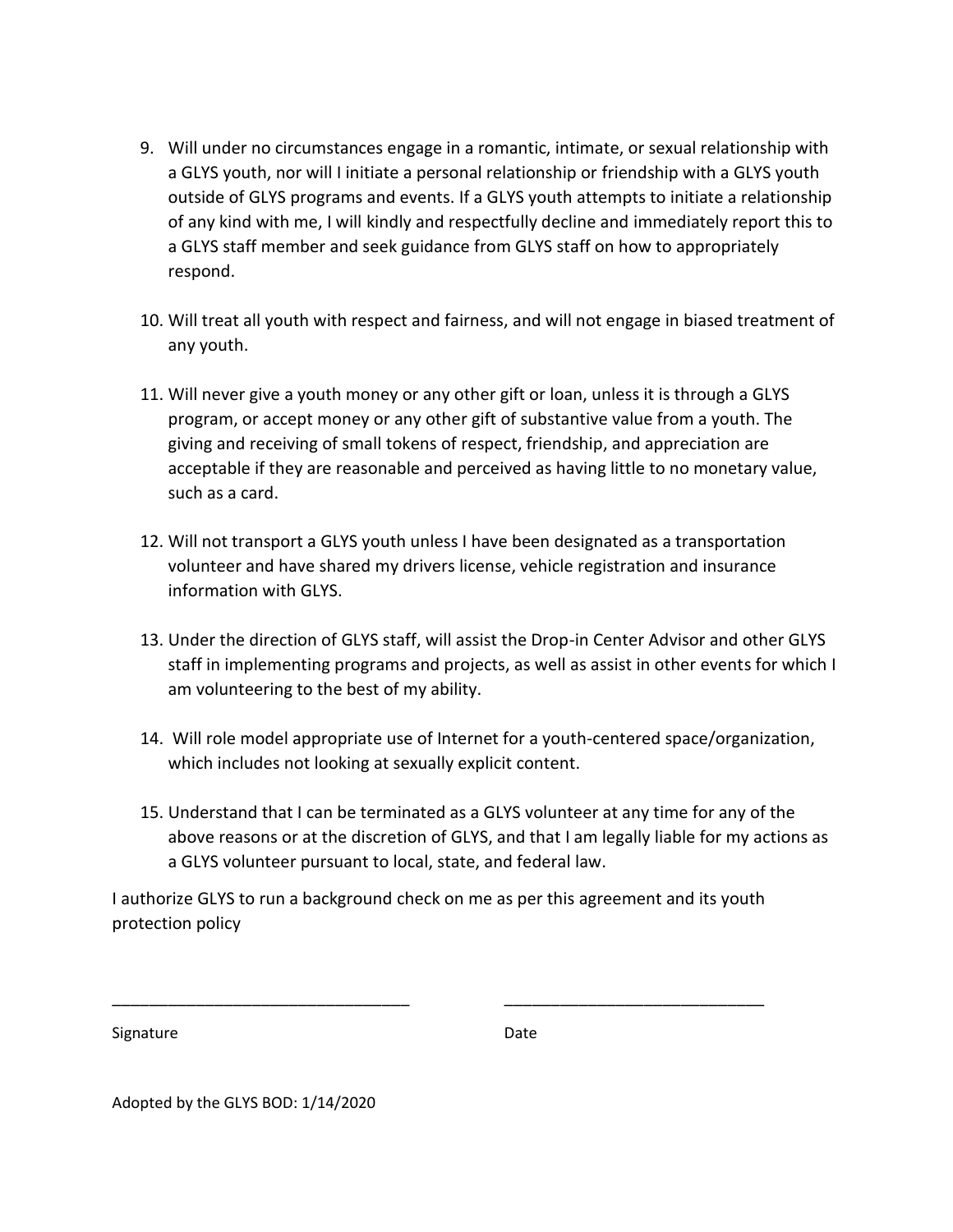9. Will under no circumstances engage in a romantic, intimate, or sexual relationship with a GLYS youth, nor will I initiate a personal relationship or friendship with a GLYS youth outside of GLYS programs and events. If a GLYS youth attempts to initiate a relationship of any kind with me, I will kindly and respectfully decline and immediately report this to a GLYS staff member and seek guidance from GLYS staff on how to appropriately respond.

10. Will treat all youth with respect and fairness, and will not engage in biased treatment of any youth.

11. Will never give a youth money or any other gift or loan, unless it is through a GLYS program, or accept money or any other gift of substantive value from a youth. The giving and receiving of small tokens of respect, friendship, and appreciation are acceptable if they are reasonable and perceived as having little to no monetary value, such as a card.

12. Will not transport a GLYS youth unless I have been designated as a transportation volunteer and have shared my drivers license, vehicle registration and insurance information with GLYS.

13. Under the direction of GLYS staff, will assist the Drop-in Center Advisor and other GLYS staff in implementing programs and projects, as well as assist in other events for which I am volunteering to the best of my ability.

14. Will role model appropriate use of Internet for a youth-centered space/organization, which includes not looking at sexually explicit content.

15. Understand that I can be terminated as a GLYS volunteer at any time for any of the above reasons or at the discretion of GLYS, and that I am legally liable for my actions as a GLYS volunteer pursuant to local, state, and federal law.

I authorize GLYS to run a background check on me as per this agreement and its youth protection policy

_________________________________ _____________________________

Signature Date

Adopted by the GLYS BOD: 1/14/2020